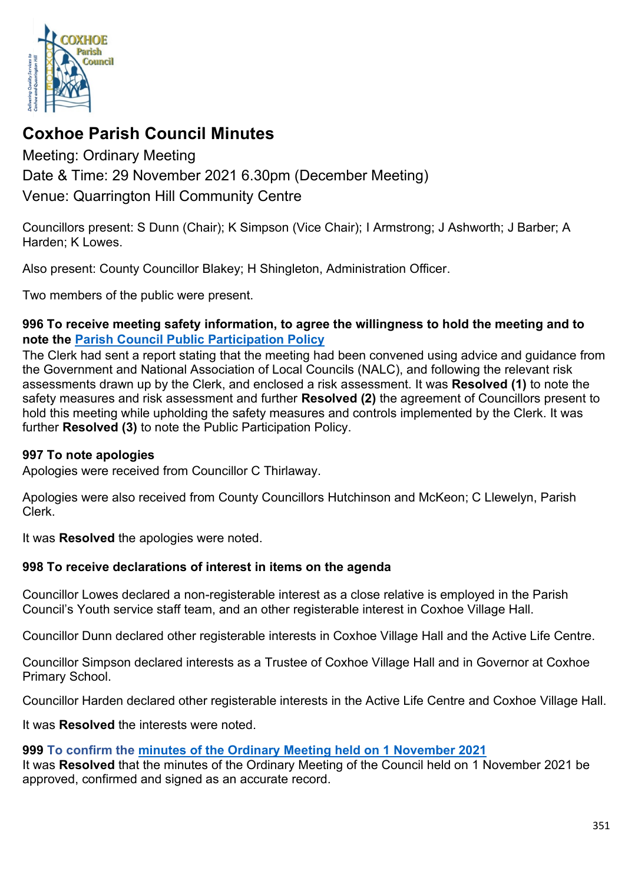# Coxhoe Parish Council Minutes

Meeting: Ordinary Meeting

Date & Time: 29 November 2021 6.30pm (December Meeting)

Venue: Quarrington Hill Community Centre

Councillors present: S Dunn (Chair); K Simpson (Vice Chair); I Armstrong; J Ashworth; J Barber; A Harden; K Lowes.

Also present: County Councillor Blakey; H Shingleton, Administration Officer.

Two members of the public were present.

**996 To receive meeting safety information, to agree the willingness to hold the meeting and to note the Parish Council Public Participation Policy**

The Clerk had sent a report stating that the meeting had been convened using advice and guidance from the Government and National Association of Local Councils (NALC), and following the relevant risk assessments drawn up by the Clerk, and enclosed a risk assessment. It was **Resolved (1)** to note the safety measures and risk assessment and further **Resolved (2)** the agreement of Councillors present to hold this meeting while upholding the safety measures and controls implemented by the Clerk. It was further **Resolved (3)** to note the Public Participation Policy.

**997 To note apologies**

Apologies were received from Councillor C Thirlaway.

Apologies were also received from County Councillors Hutchinson and McKeon; C Llewelyn, Parish Clerk.

It was **Resolved** the apologies were noted.

**998 To receive declarations of interest in items on the agenda**

Councillor Lowes declared a non-registerable interest as a close relative is employed in the Parish Council's Youth service staff team, and an other registerable interest in Coxhoe Village Hall.

Councillor Dunn declared other registerable interests in Coxhoe Village Hall and the Active Life Centre.

Councillor Simpson declared interests as a Trustee of Coxhoe Village Hall and in Governor at Coxhoe Primary School.

Councillor Harden declared other registerable interests in the Active Life Centre and Coxhoe Village Hall.

It was **Resolved** the interests were noted.

**999 To confirm the minutes of the Ordinary Meeting held on 1 November 2021**

It was **Resolved** that the minutes of the Ordinary Meeting of the Council held on 1 November 2021 be approved, confirmed and signed as an accurate record.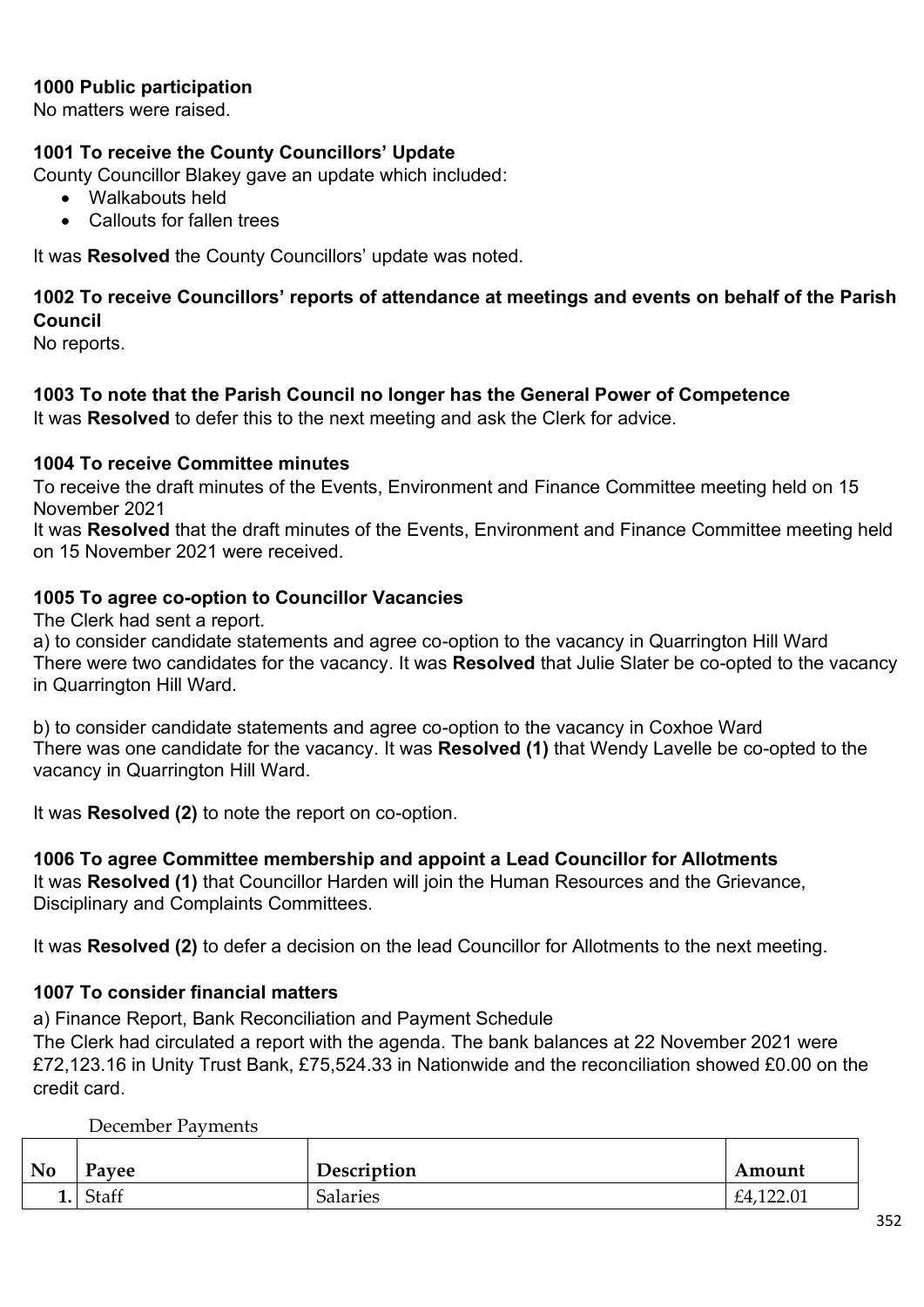**1000 Public participation**

No matters were raised.

**1001 To receive the County Councillors' Update**

County Councillor Blakey gave an update which included:

- Walkabouts held
- Callouts for fallen trees

It was **Resolved** the County Councillors' update was noted.

**1002 To receive Councillors' reports of attendance at meetings and events on behalf of the Parish Council**

No reports.

**1003 To note that the Parish Council no longer has the General Power of Competence**

It was **Resolved** to defer this to the next meeting and ask the Clerk for advice.

**1004 To receive Committee minutes**

To receive the draft minutes of the Events, Environment and Finance Committee meeting held on 15 November 2021

It was **Resolved** that the draft minutes of the Events, Environment and Finance Committee meeting held on 15 November 2021 were received.

**1005 To agree co-option to Councillor Vacancies**

The Clerk had sent a report.

a) to consider candidate statements and agree co-option to the vacancy in Quarrington Hill Ward

There were two candidates for the vacancy. It was **Resolved** that Julie Slater be co-opted to the vacancy in Quarrington Hill Ward.

b) to consider candidate statements and agree co-option to the vacancy in Coxhoe Ward

There was one candidate for the vacancy. It was **Resolved (1)** that Wendy Lavelle be co-opted to the vacancy in Quarrington Hill Ward.

It was **Resolved (2)** to note the report on co-option.

**1006 To agree Committee membership and appoint a Lead Councillor for Allotments**

It was **Resolved (1)** that Councillor Harden will join the Human Resources and the Grievance, Disciplinary and Complaints Committees.

It was **Resolved (2)** to defer a decision on the lead Councillor for Allotments to the next meeting.

**1007 To consider financial matters**

a) Finance Report, Bank Reconciliation and Payment Schedule

The Clerk had circulated a report with the agenda. The bank balances at 22 November 2021 were £72,123.16 in Unity Trust Bank, £75,524.33 in Nationwide and the reconciliation showed £0.00 on the credit card.

December Payments

| No | Payee | Description | Amount |
|---|---|---|---|
| 1. | Staff | Salaries | £4,122.01 |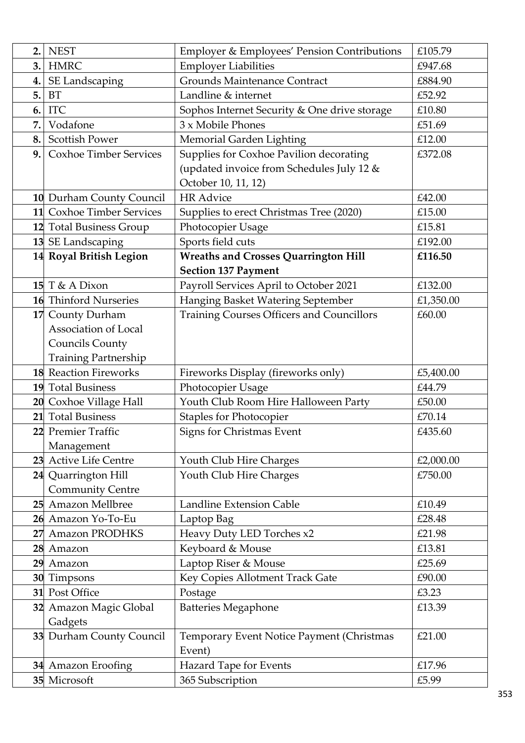| | | | |
|---|---|---|---|
| **2.** | NEST | Employer & Employees' Pension Contributions | £105.79 |
| **3.** | HMRC | Employer Liabilities | £947.68 |
| **4.** | SE Landscaping | Grounds Maintenance Contract | £884.90 |
| **5.** | BT | Landline & internet | £52.92 |
| **6.** | ITC | Sophos Internet Security & One drive storage | £10.80 |
| **7.** | Vodafone | 3 x Mobile Phones | £51.69 |
| **8.** | Scottish Power | Memorial Garden Lighting | £12.00 |
| **9.** | Coxhoe Timber Services | Supplies for Coxhoe Pavilion decorating (updated invoice from Schedules July 12 & October 10, 11, 12) | £372.08 |
| **10** | Durham County Council | HR Advice | £42.00 |
| **11** | Coxhoe Timber Services | Supplies to erect Christmas Tree (2020) | £15.00 |
| **12** | Total Business Group | Photocopier Usage | £15.81 |
| **13** | SE Landscaping | Sports field cuts | £192.00 |
| **14** | **Royal British Legion** | **Wreaths and Crosses Quarrington Hill Section 137 Payment** | **£116.50** |
| **15** | T & A Dixon | Payroll Services April to October 2021 | £132.00 |
| **16** | Thinford Nurseries | Hanging Basket Watering September | £1,350.00 |
| **17** | County Durham Association of Local Councils County Training Partnership | Training Courses Officers and Councillors | £60.00 |
| **18** | Reaction Fireworks | Fireworks Display (fireworks only) | £5,400.00 |
| **19** | Total Business | Photocopier Usage | £44.79 |
| **20** | Coxhoe Village Hall | Youth Club Room Hire Halloween Party | £50.00 |
| **21** | Total Business | Staples for Photocopier | £70.14 |
| **22** | Premier Traffic Management | Signs for Christmas Event | £435.60 |
| **23** | Active Life Centre | Youth Club Hire Charges | £2,000.00 |
| **24** | Quarrington Hill Community Centre | Youth Club Hire Charges | £750.00 |
| **25** | Amazon Mellbree | Landline Extension Cable | £10.49 |
| **26** | Amazon Yo-To-Eu | Laptop Bag | £28.48 |
| **27** | Amazon PRODHKS | Heavy Duty LED Torches x2 | £21.98 |
| **28** | Amazon | Keyboard & Mouse | £13.81 |
| **29** | Amazon | Laptop Riser & Mouse | £25.69 |
| **30** | Timpsons | Key Copies Allotment Track Gate | £90.00 |
| **31** | Post Office | Postage | £3.23 |
| **32** | Amazon Magic Global Gadgets | Batteries Megaphone | £13.39 |
| **33** | Durham County Council | Temporary Event Notice Payment (Christmas Event) | £21.00 |
| **34** | Amazon Eroofing | Hazard Tape for Events | £17.96 |
| **35** | Microsoft | 365 Subscription | £5.99 |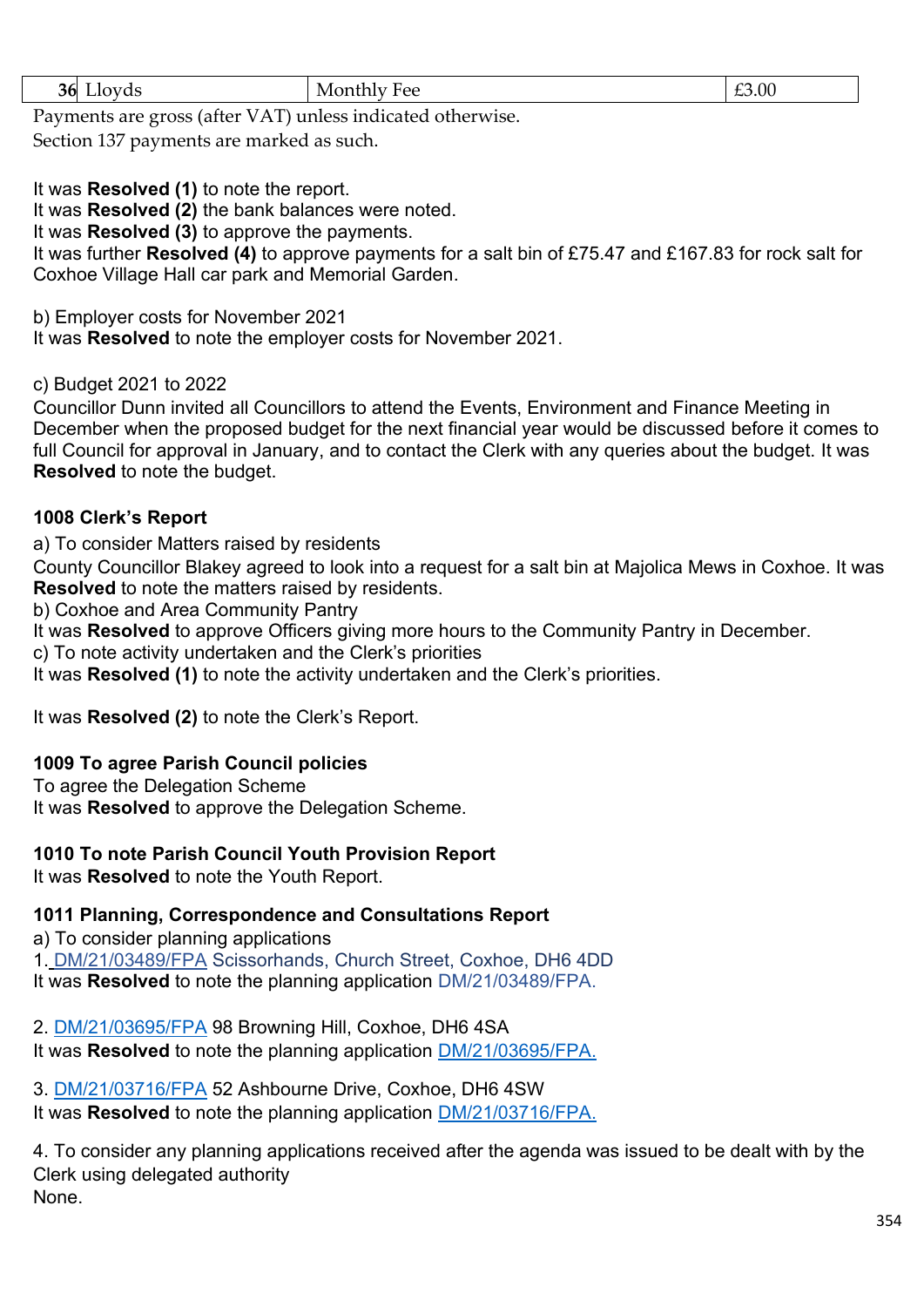| 36 | Lloyds | Monthly Fee | £3.00 |
|---|---|---|---|

Payments are gross (after VAT) unless indicated otherwise.
Section 137 payments are marked as such.

It was **Resolved (1)** to note the report.
It was **Resolved (2)** the bank balances were noted.
It was **Resolved (3)** to approve the payments.
It was further **Resolved (4)** to approve payments for a salt bin of £75.47 and £167.83 for rock salt for Coxhoe Village Hall car park and Memorial Garden.

b) Employer costs for November 2021
It was **Resolved** to note the employer costs for November 2021.

c) Budget 2021 to 2022
Councillor Dunn invited all Councillors to attend the Events, Environment and Finance Meeting in December when the proposed budget for the next financial year would be discussed before it comes to full Council for approval in January, and to contact the Clerk with any queries about the budget. It was **Resolved** to note the budget.

**1008 Clerk's Report**

a) To consider Matters raised by residents
County Councillor Blakey agreed to look into a request for a salt bin at Majolica Mews in Coxhoe. It was **Resolved** to note the matters raised by residents.
b) Coxhoe and Area Community Pantry
It was **Resolved** to approve Officers giving more hours to the Community Pantry in December.
c) To note activity undertaken and the Clerk's priorities
It was **Resolved (1)** to note the activity undertaken and the Clerk's priorities.

It was **Resolved (2)** to note the Clerk's Report.

**1009 To agree Parish Council policies**
To agree the Delegation Scheme
It was **Resolved** to approve the Delegation Scheme.

**1010 To note Parish Council Youth Provision Report**
It was **Resolved** to note the Youth Report.

**1011 Planning, Correspondence and Consultations Report**
a) To consider planning applications
1. DM/21/03489/FPA Scissorhands, Church Street, Coxhoe, DH6 4DD
It was **Resolved** to note the planning application DM/21/03489/FPA.

2. DM/21/03695/FPA 98 Browning Hill, Coxhoe, DH6 4SA
It was **Resolved** to note the planning application DM/21/03695/FPA.

3. DM/21/03716/FPA 52 Ashbourne Drive, Coxhoe, DH6 4SW
It was **Resolved** to note the planning application DM/21/03716/FPA.

4. To consider any planning applications received after the agenda was issued to be dealt with by the Clerk using delegated authority
None.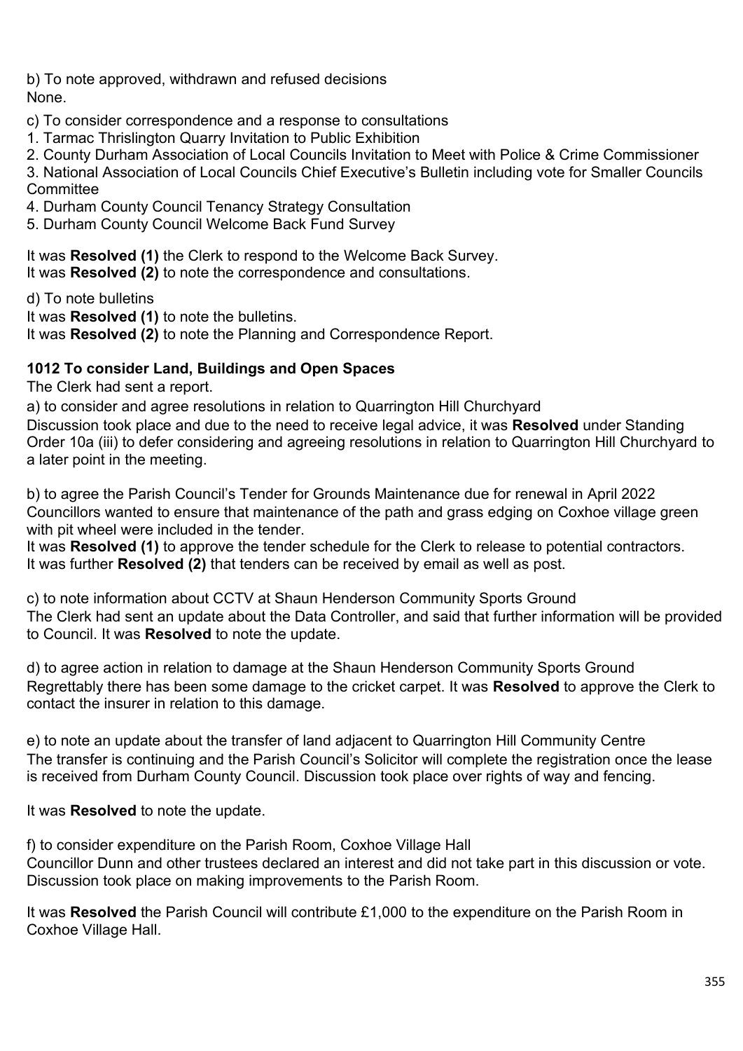b) To note approved, withdrawn and refused decisions
None.

c) To consider correspondence and a response to consultations
1. Tarmac Thrislington Quarry Invitation to Public Exhibition
2. County Durham Association of Local Councils Invitation to Meet with Police & Crime Commissioner
3. National Association of Local Councils Chief Executive's Bulletin including vote for Smaller Councils Committee
4. Durham County Council Tenancy Strategy Consultation
5. Durham County Council Welcome Back Fund Survey

It was **Resolved (1)** the Clerk to respond to the Welcome Back Survey.
It was **Resolved (2)** to note the correspondence and consultations.

d) To note bulletins
It was **Resolved (1)** to note the bulletins.
It was **Resolved (2)** to note the Planning and Correspondence Report.

**1012 To consider Land, Buildings and Open Spaces**

The Clerk had sent a report.

a) to consider and agree resolutions in relation to Quarrington Hill Churchyard
Discussion took place and due to the need to receive legal advice, it was **Resolved** under Standing Order 10a (iii) to defer considering and agreeing resolutions in relation to Quarrington Hill Churchyard to a later point in the meeting.

b) to agree the Parish Council's Tender for Grounds Maintenance due for renewal in April 2022
Councillors wanted to ensure that maintenance of the path and grass edging on Coxhoe village green with pit wheel were included in the tender.
It was **Resolved (1)** to approve the tender schedule for the Clerk to release to potential contractors.
It was further **Resolved (2)** that tenders can be received by email as well as post.

c) to note information about CCTV at Shaun Henderson Community Sports Ground
The Clerk had sent an update about the Data Controller, and said that further information will be provided to Council. It was **Resolved** to note the update.

d) to agree action in relation to damage at the Shaun Henderson Community Sports Ground
Regrettably there has been some damage to the cricket carpet. It was **Resolved** to approve the Clerk to contact the insurer in relation to this damage.

e) to note an update about the transfer of land adjacent to Quarrington Hill Community Centre
The transfer is continuing and the Parish Council's Solicitor will complete the registration once the lease is received from Durham County Council. Discussion took place over rights of way and fencing.

It was **Resolved** to note the update.

f) to consider expenditure on the Parish Room, Coxhoe Village Hall
Councillor Dunn and other trustees declared an interest and did not take part in this discussion or vote. Discussion took place on making improvements to the Parish Room.

It was **Resolved** the Parish Council will contribute £1,000 to the expenditure on the Parish Room in Coxhoe Village Hall.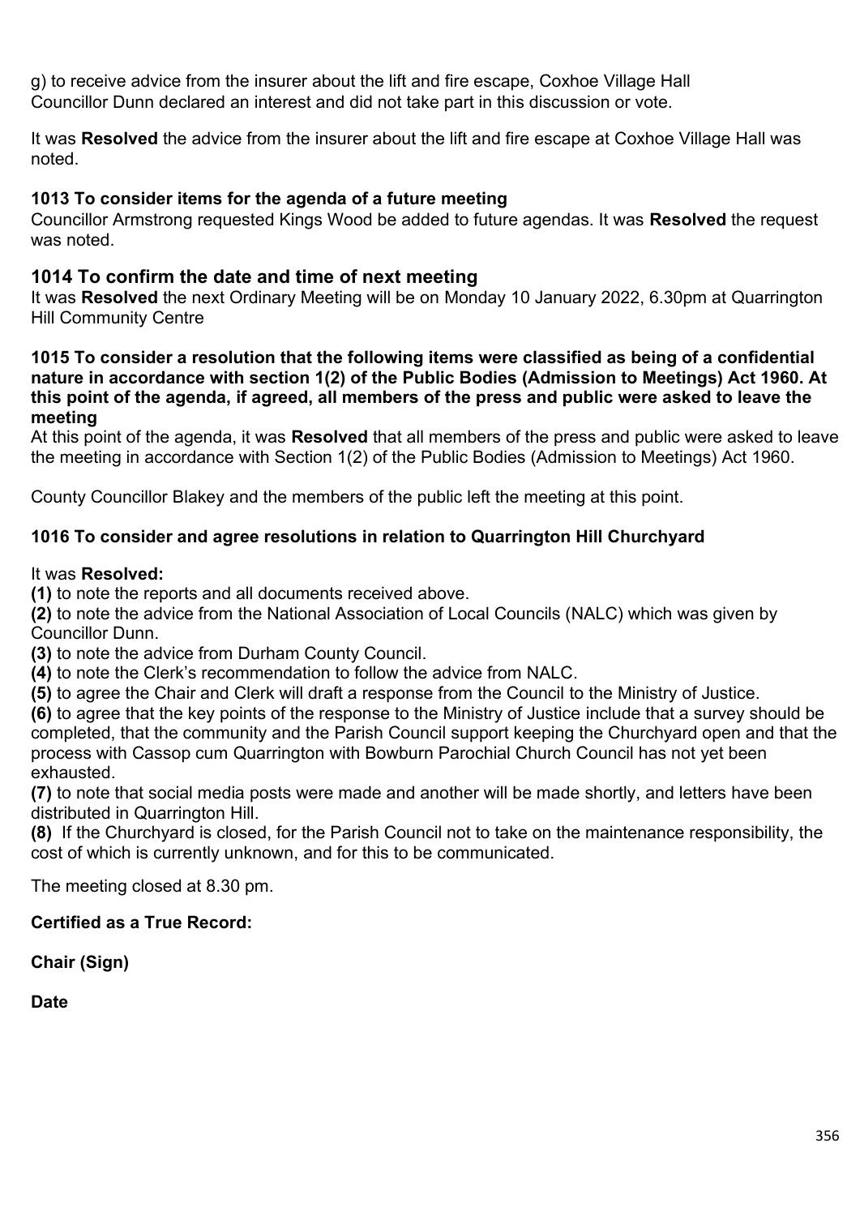g) to receive advice from the insurer about the lift and fire escape, Coxhoe Village Hall
Councillor Dunn declared an interest and did not take part in this discussion or vote.

It was **Resolved** the advice from the insurer about the lift and fire escape at Coxhoe Village Hall was noted.

**1013 To consider items for the agenda of a future meeting**

Councillor Armstrong requested Kings Wood be added to future agendas. It was **Resolved** the request was noted.

## 1014 To confirm the date and time of next meeting

It was **Resolved** the next Ordinary Meeting will be on Monday 10 January 2022, 6.30pm at Quarrington Hill Community Centre

**1015 To consider a resolution that the following items were classified as being of a confidential nature in accordance with section 1(2) of the Public Bodies (Admission to Meetings) Act 1960. At this point of the agenda, if agreed, all members of the press and public were asked to leave the meeting**

At this point of the agenda, it was **Resolved** that all members of the press and public were asked to leave the meeting in accordance with Section 1(2) of the Public Bodies (Admission to Meetings) Act 1960.

County Councillor Blakey and the members of the public left the meeting at this point.

**1016 To consider and agree resolutions in relation to Quarrington Hill Churchyard**

It was **Resolved:**

**(1)** to note the reports and all documents received above.
**(2)** to note the advice from the National Association of Local Councils (NALC) which was given by Councillor Dunn.
**(3)** to note the advice from Durham County Council.
**(4)** to note the Clerk's recommendation to follow the advice from NALC.
**(5)** to agree the Chair and Clerk will draft a response from the Council to the Ministry of Justice.
**(6)** to agree that the key points of the response to the Ministry of Justice include that a survey should be completed, that the community and the Parish Council support keeping the Churchyard open and that the process with Cassop cum Quarrington with Bowburn Parochial Church Council has not yet been exhausted.
**(7)** to note that social media posts were made and another will be made shortly, and letters have been distributed in Quarrington Hill.
**(8)** If the Churchyard is closed, for the Parish Council not to take on the maintenance responsibility, the cost of which is currently unknown, and for this to be communicated.

The meeting closed at 8.30 pm.

**Certified as a True Record:**

**Chair (Sign)**

**Date**